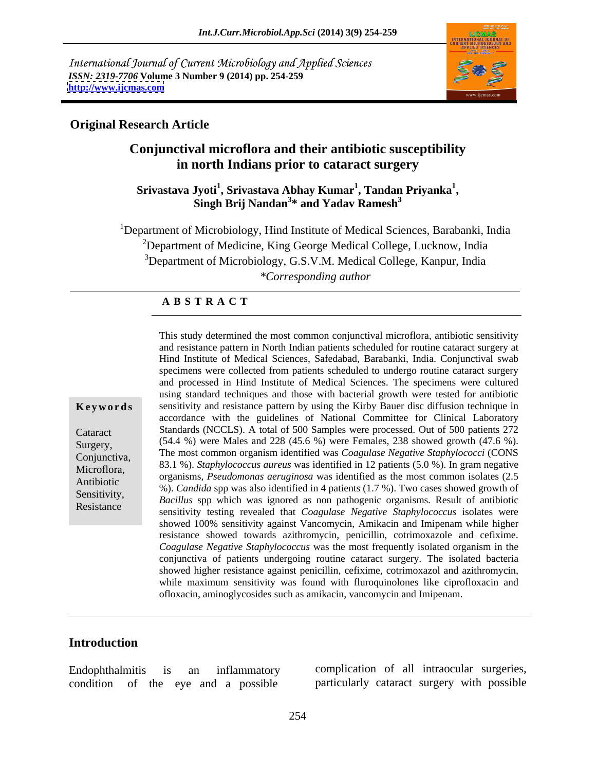International Journal of Current Microbiology and Applied Sciences
*ISSN: 2319-7706* **Volume 3 Number 9 (2014) pp. 254-259**
**http://www.ijcmas.com**

**Original Research Article**

# Conjunctival microflora and their antibiotic susceptibility in north Indians prior to cataract surgery

**Srivastava Jyoti[1], Srivastava Abhay Kumar[1], Tandan Priyanka[1], Singh Brij Nandan[3]* and Yadav Ramesh[3]**

[1]Department of Microbiology, Hind Institute of Medical Sciences, Barabanki, India
[2]Department of Medicine, King George Medical College, Lucknow, India
[3]Department of Microbiology, G.S.V.M. Medical College, Kanpur, India
*Corresponding author

## A B S T R A C T

**Keywords**

Cataract Surgery, Conjunctiva, Microflora, Antibiotic Sensitivity, Resistance

This study determined the most common conjunctival microflora, antibiotic sensitivity and resistance pattern in North Indian patients scheduled for routine cataract surgery at Hind Institute of Medical Sciences, Safedabad, Barabanki, India. Conjunctival swab specimens were collected from patients scheduled to undergo routine cataract surgery and processed in Hind Institute of Medical Sciences. The specimens were cultured using standard techniques and those with bacterial growth were tested for antibiotic sensitivity and resistance pattern by using the Kirby Bauer disc diffusion technique in accordance with the guidelines of National Committee for Clinical Laboratory Standards (NCCLS). A total of 500 Samples were processed. Out of 500 patients 272 (54.4 %) were Males and 228 (45.6 %) were Females, 238 showed growth (47.6 %). The most common organism identified was *Coagulase Negative Staphylococci* (CONS 83.1 %). *Staphylococcus aureus* was identified in 12 patients (5.0 %). In gram negative organisms, *Pseudomonas aeruginosa* was identified as the most common isolates (2.5 %). *Candida* spp was also identified in 4 patients (1.7 %). Two cases showed growth of *Bacillus* spp which was ignored as non pathogenic organisms. Result of antibiotic sensitivity testing revealed that *Coagulase Negative Staphylococcus* isolates were showed 100% sensitivity against Vancomycin, Amikacin and Imipenam while higher resistance showed towards azithromycin, penicillin, cotrimoxazole and cefixime. *Coagulase Negative Staphylococcus* was the most frequently isolated organism in the conjunctiva of patients undergoing routine cataract surgery. The isolated bacteria showed higher resistance against penicillin, cefixime, cotrimoxazol and azithromycin, while maximum sensitivity was found with fluroquinolones like ciprofloxacin and ofloxacin, aminoglycosides such as amikacin, vancomycin and Imipenam.

## Introduction

Endophthalmitis is an inflammatory condition of the eye and a possible complication of all intraocular surgeries, particularly cataract surgery with possible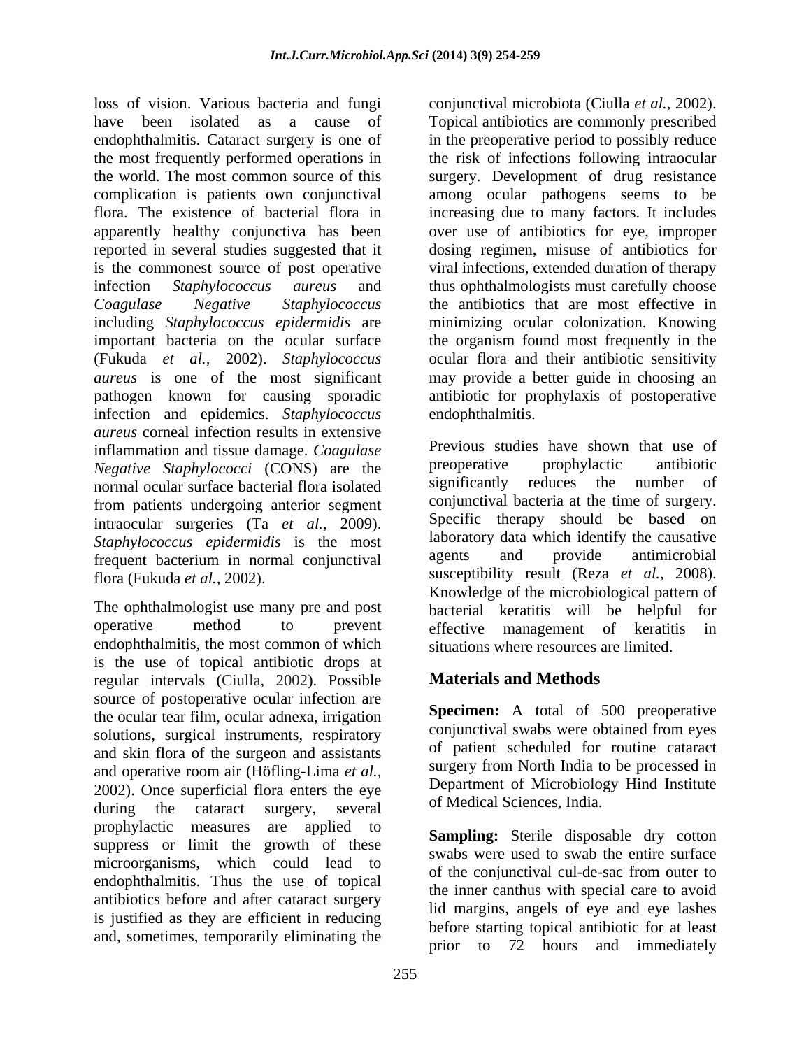loss of vision. Various bacteria and fungi have been isolated as a cause of endophthalmitis. Cataract surgery is one of the most frequently performed operations in the world. The most common source of this complication is patients own conjunctival flora. The existence of bacterial flora in apparently healthy conjunctiva has been reported in several studies suggested that it is the commonest source of post operative infection *Staphylococcus aureus* and *Coagulase Negative Staphylococcus* including *Staphylococcus epidermidis* are important bacteria on the ocular surface (Fukuda *et al.,* 2002). *Staphylococcus aureus* is one of the most significant pathogen known for causing sporadic infection and epidemics. *Staphylococcus aureus* corneal infection results in extensive inflammation and tissue damage. *Coagulase Negative Staphylococci* (CONS) are the normal ocular surface bacterial flora isolated from patients undergoing anterior segment intraocular surgeries (Ta *et al.,* 2009). *Staphylococcus epidermidis* is the most frequent bacterium in normal conjunctival flora (Fukuda *et al.,* 2002).

The ophthalmologist use many pre and post operative method to prevent endophthalmitis, the most common of which is the use of topical antibiotic drops at regular intervals (Ciulla, 2002). Possible source of postoperative ocular infection are the ocular tear film, ocular adnexa, irrigation solutions, surgical instruments, respiratory and skin flora of the surgeon and assistants and operative room air (Höfling-Lima *et al.,* 2002). Once superficial flora enters the eye during the cataract surgery, several prophylactic measures are applied to suppress or limit the growth of these microorganisms, which could lead to endophthalmitis. Thus the use of topical antibiotics before and after cataract surgery is justified as they are efficient in reducing and, sometimes, temporarily eliminating the conjunctival microbiota (Ciulla *et al.,* 2002). Topical antibiotics are commonly prescribed in the preoperative period to possibly reduce the risk of infections following intraocular surgery. Development of drug resistance among ocular pathogens seems to be increasing due to many factors. It includes over use of antibiotics for eye, improper dosing regimen, misuse of antibiotics for viral infections, extended duration of therapy thus ophthalmologists must carefully choose the antibiotics that are most effective in minimizing ocular colonization. Knowing the organism found most frequently in the ocular flora and their antibiotic sensitivity may provide a better guide in choosing an antibiotic for prophylaxis of postoperative endophthalmitis.

Previous studies have shown that use of preoperative prophylactic antibiotic significantly reduces the number of conjunctival bacteria at the time of surgery. Specific therapy should be based on laboratory data which identify the causative agents and provide antimicrobial susceptibility result (Reza *et al.,* 2008). Knowledge of the microbiological pattern of bacterial keratitis will be helpful for effective management of keratitis in situations where resources are limited.

## Materials and Methods

**Specimen:** A total of 500 preoperative conjunctival swabs were obtained from eyes of patient scheduled for routine cataract surgery from North India to be processed in Department of Microbiology Hind Institute of Medical Sciences, India.

**Sampling:** Sterile disposable dry cotton swabs were used to swab the entire surface of the conjunctival cul-de-sac from outer to the inner canthus with special care to avoid lid margins, angels of eye and eye lashes before starting topical antibiotic for at least prior to 72 hours and immediately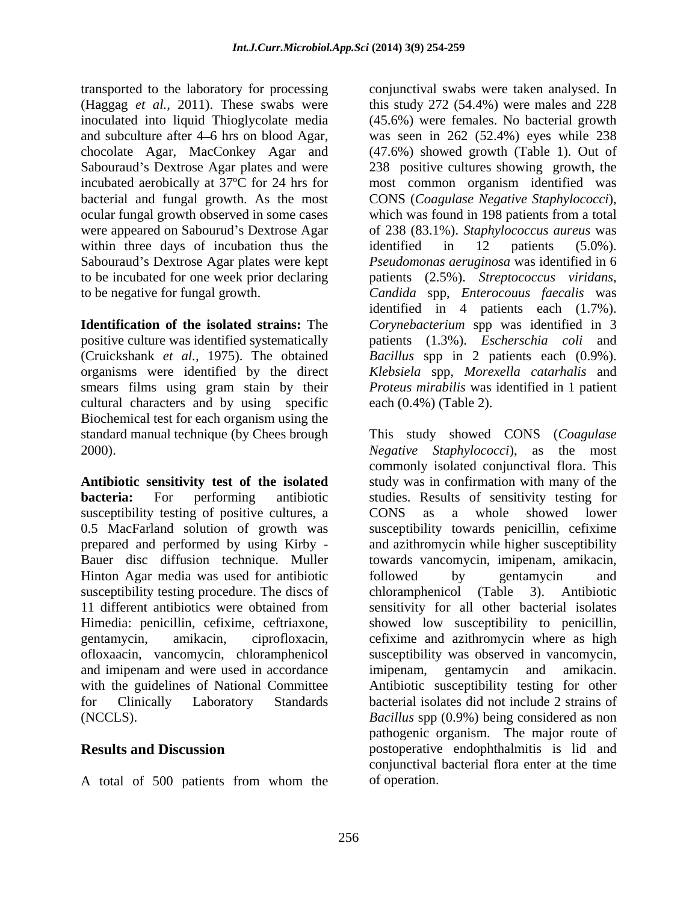transported to the laboratory for processing (Haggag *et al.,* 2011). These swabs were inoculated into liquid Thioglycolate media and subculture after 4–6 hrs on blood Agar, chocolate Agar, MacConkey Agar and Sabouraud's Dextrose Agar plates and were incubated aerobically at 37ºC for 24 hrs for bacterial and fungal growth. As the most ocular fungal growth observed in some cases were appeared on Sabourud's Dextrose Agar within three days of incubation thus the Sabouraud's Dextrose Agar plates were kept to be incubated for one week prior declaring to be negative for fungal growth.

**Identification of the isolated strains:** The positive culture was identified systematically (Cruickshank *et al.,* 1975). The obtained organisms were identified by the direct smears films using gram stain by their cultural characters and by using specific Biochemical test for each organism using the standard manual technique (by Chees brough 2000).

**Antibiotic sensitivity test of the isolated bacteria:** For performing antibiotic susceptibility testing of positive cultures, a 0.5 MacFarland solution of growth was prepared and performed by using Kirby - Bauer disc diffusion technique. Muller Hinton Agar media was used for antibiotic susceptibility testing procedure. The discs of 11 different antibiotics were obtained from Himedia: penicillin, cefixime, ceftriaxone, gentamycin, amikacin, ciprofloxacin, ofloxaacin, vancomycin, chloramphenicol and imipenam and were used in accordance with the guidelines of National Committee for Clinically Laboratory Standards (NCCLS).

## Results and Discussion

A total of 500 patients from whom the conjunctival swabs were taken analysed. In this study 272 (54.4%) were males and 228 (45.6%) were females. No bacterial growth was seen in 262 (52.4%) eyes while 238 (47.6%) showed growth (Table 1). Out of 238 positive cultures showing growth, the most common organism identified was CONS (*Coagulase Negative Staphylococci*), which was found in 198 patients from a total of 238 (83.1%). *Staphylococcus aureus* was identified in 12 patients (5.0%). *Pseudomonas aeruginosa* was identified in 6 patients (2.5%). *Streptococcus viridans*, *Candida* spp, *Enterocouus faecalis* was identified in 4 patients each (1.7%). *Corynebacterium* spp was identified in 3 patients (1.3%). *Escherschia coli* and *Bacillus* spp in 2 patients each (0.9%). *Klebsiela* spp, *Morexella catarhalis* and *Proteus mirabilis* was identified in 1 patient each (0.4%) (Table 2).

This study showed CONS (*Coagulase Negative Staphylococci*), as the most commonly isolated conjunctival flora. This study was in confirmation with many of the studies. Results of sensitivity testing for CONS as a whole showed lower susceptibility towards penicillin, cefixime and azithromycin while higher susceptibility towards vancomycin, imipenam, amikacin, followed by gentamycin and chloramphenicol (Table 3). Antibiotic sensitivity for all other bacterial isolates showed low susceptibility to penicillin, cefixime and azithromycin where as high susceptibility was observed in vancomycin, imipenam, gentamycin and amikacin. Antibiotic susceptibility testing for other bacterial isolates did not include 2 strains of *Bacillus* spp (0.9%) being considered as non pathogenic organism. The major route of postoperative endophthalmitis is lid and conjunctival bacterial flora enter at the time of operation.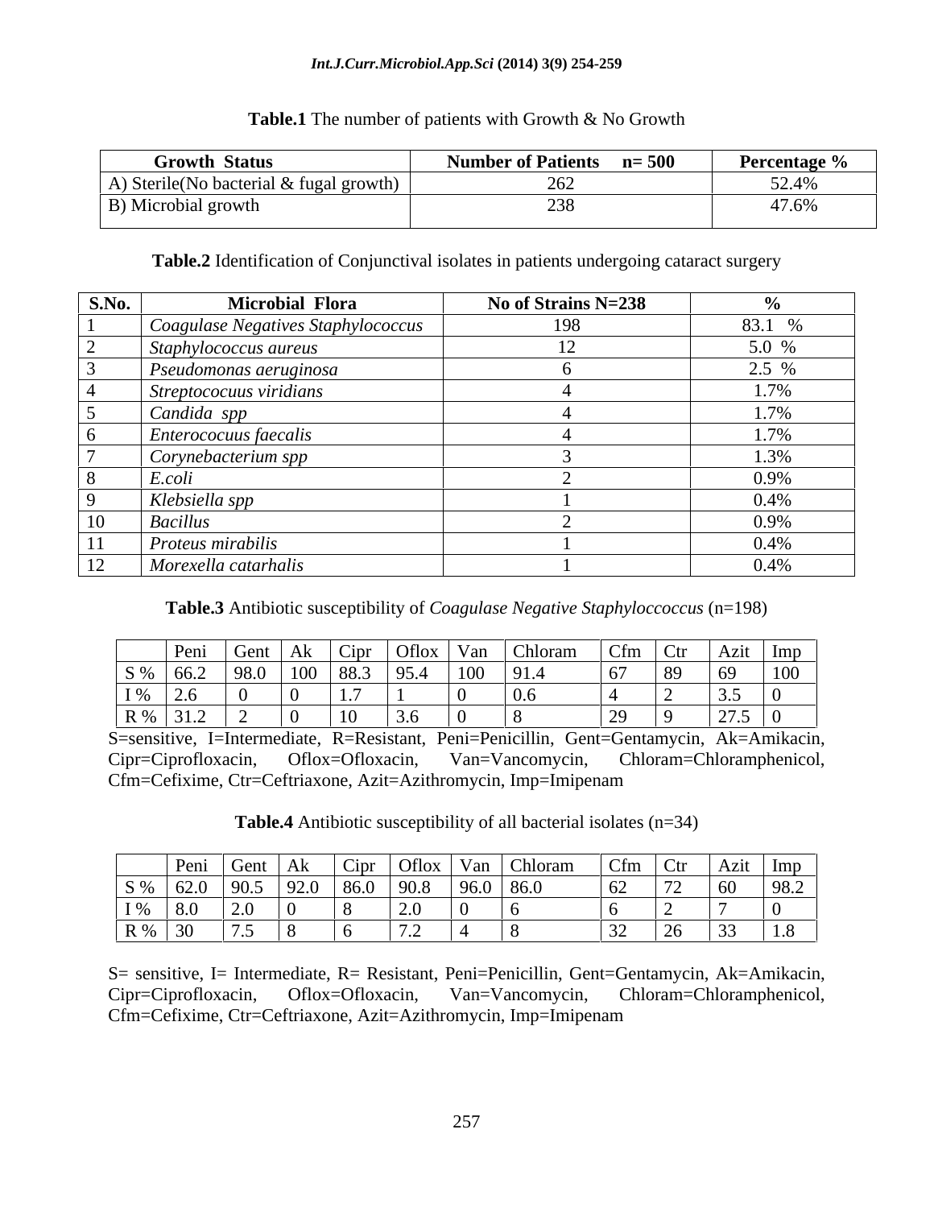**Table.1** The number of patients with Growth & No Growth

| Growth Status | Number of Patients n= 500 | Percentage % |
|---|---|---|
| A) Sterile(No bacterial & fugal growth) | 262 | 52.4% |
| B) Microbial growth | 238 | 47.6% |

**Table.2** Identification of Conjunctival isolates in patients undergoing cataract surgery

| S.No. | Microbial Flora | No of Strains N=238 | % |
|---|---|---|---|
| 1 | *Coagulase Negatives Staphylococcus* | 198 | 83.1 % |
| 2 | *Staphylococcus aureus* | 12 | 5.0 % |
| 3 | *Pseudomonas aeruginosa* | 6 | 2.5 % |
| 4 | *Streptococuus viridians* | 4 | 1.7% |
| 5 | *Candida spp* | 4 | 1.7% |
| 6 | *Enterocociuus faecalis* | 4 | 1.7% |
| 7 | *Corynebacterium spp* | 3 | 1.3% |
| 8 | *E.coli* | 2 | 0.9% |
| 9 | *Klebsiella spp* | 1 | 0.4% |
| 10 | *Bacillus* | 2 | 0.9% |
| 11 | *Proteus mirabilis* | 1 | 0.4% |
| 12 | *Morexella catarhalis* | 1 | 0.4% |

**Table.3** Antibiotic susceptibility of *Coagulase Negative Staphyloccoccus* (n=198)

| | Peni | Gent | Ak | Cipr | Oflox | Van | Chloram | Cfm | Ctr | Azit | Imp |
|---|---|---|---|---|---|---|---|---|---|---|---|
| S % | 66.2 | 98.0 | 100 | 88.3 | 95.4 | 100 | 91.4 | 67 | 89 | 69 | 100 |
| I % | 2.6 | 0 | 0 | 1.7 | 1 | 0 | 0.6 | 4 | 2 | 3.5 | 0 |
| R % | 31.2 | 2 | 0 | 10 | 3.6 | 0 | 8 | 29 | 9 | 27.5 | 0 |

S=sensitive, I=Intermediate, R=Resistant, Peni=Penicillin, Gent=Gentamycin, Ak=Amikacin, Cipr=Ciprofloxacin, Oflox=Ofloxacin, Van=Vancomycin, Chloram=Chloramphenicol, Cfm=Cefixime, Ctr=Ceftriaxone, Azit=Azithromycin, Imp=Imipenam

**Table.4** Antibiotic susceptibility of all bacterial isolates (n=34)

| | Peni | Gent | Ak | Cipr | Oflox | Van | Chloram | Cfm | Ctr | Azit | Imp |
|---|---|---|---|---|---|---|---|---|---|---|---|
| S % | 62.0 | 90.5 | 92.0 | 86.0 | 90.8 | 96.0 | 86.0 | 62 | 72 | 60 | 98.2 |
| I % | 8.0 | 2.0 | 0 | 8 | 2.0 | 0 | 6 | 6 | 2 | 7 | 0 |
| R % | 30 | 7.5 | 8 | 6 | 7.2 | 4 | 8 | 32 | 26 | 33 | 1.8 |

S= sensitive, I= Intermediate, R= Resistant, Peni=Penicillin, Gent=Gentamycin, Ak=Amikacin, Cipr=Ciprofloxacin, Oflox=Ofloxacin, Van=Vancomycin, Chloram=Chloramphenicol, Cfm=Cefixime, Ctr=Ceftriaxone, Azit=Azithromycin, Imp=Imipenam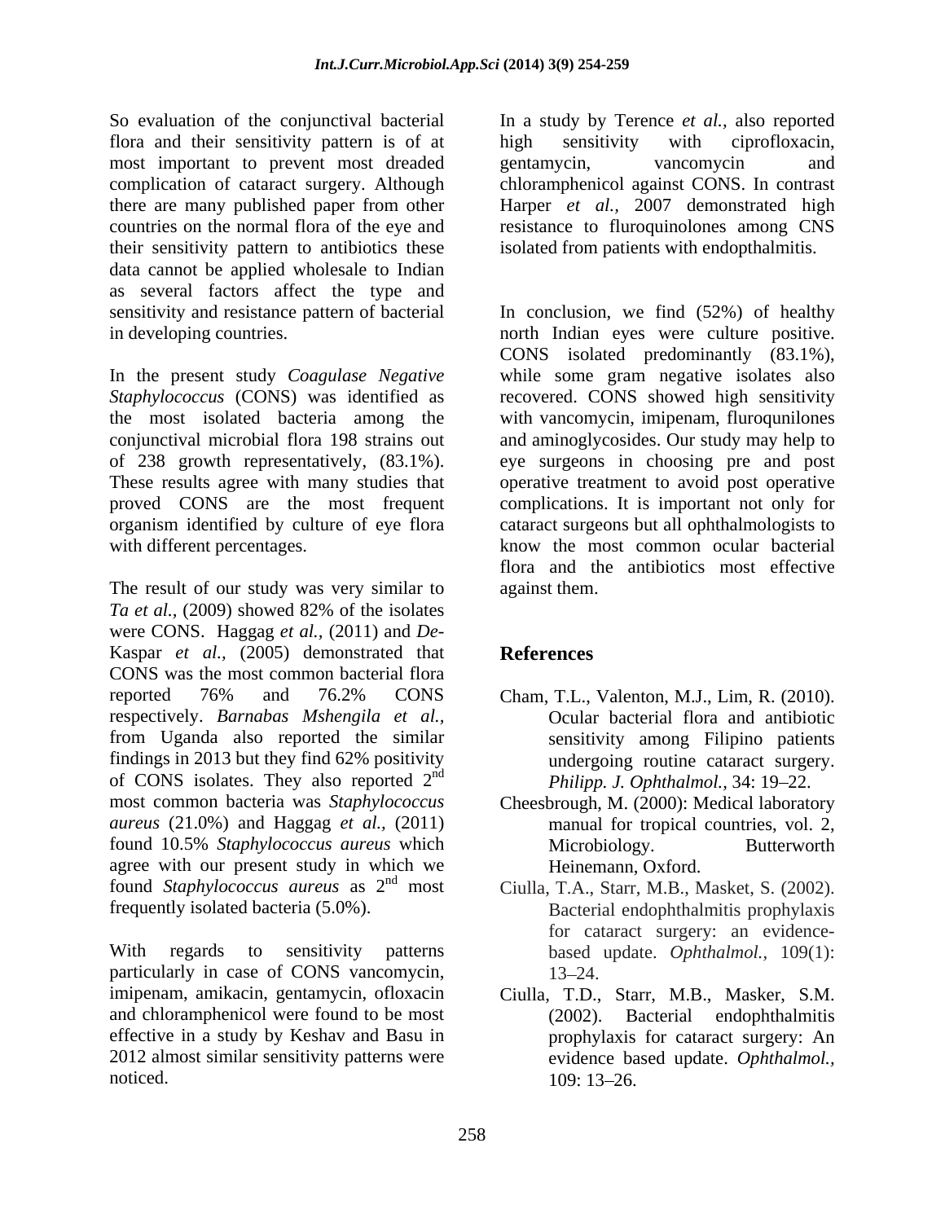So evaluation of the conjunctival bacterial flora and their sensitivity pattern is of at most important to prevent most dreaded complication of cataract surgery. Although there are many published paper from other countries on the normal flora of the eye and their sensitivity pattern to antibiotics these data cannot be applied wholesale to Indian as several factors affect the type and sensitivity and resistance pattern of bacterial in developing countries.

In the present study *Coagulase Negative Staphylococcus* (CONS) was identified as the most isolated bacteria among the conjunctival microbial flora 198 strains out of 238 growth representatively, (83.1%). These results agree with many studies that proved CONS are the most frequent organism identified by culture of eye flora with different percentages.

The result of our study was very similar to *Ta et al.,* (2009) showed 82% of the isolates were CONS. Haggag *et al.,* (2011) and *De-*Kaspar *et al.,* (2005) demonstrated that CONS was the most common bacterial flora reported 76% and 76.2% CONS respectively. *Barnabas Mshengila et al.,* from Uganda also reported the similar findings in 2013 but they find 62% positivity of CONS isolates. They also reported 2nd most common bacteria was *Staphylococcus aureus* (21.0%) and Haggag *et al.,* (2011) found 10.5% *Staphylococcus aureus* which agree with our present study in which we found *Staphylococcus aureus* as 2nd most frequently isolated bacteria (5.0%).

With regards to sensitivity patterns particularly in case of CONS vancomycin, imipenam, amikacin, gentamycin, ofloxacin and chloramphenicol were found to be most effective in a study by Keshav and Basu in 2012 almost similar sensitivity patterns were noticed.

In a study by Terence *et al.,* also reported high sensitivity with ciprofloxacin, gentamycin, vancomycin and chloramphenicol against CONS. In contrast Harper *et al.,* 2007 demonstrated high resistance to fluroquinolones among CNS isolated from patients with endopthalmitis.

In conclusion, we find (52%) of healthy north Indian eyes were culture positive. CONS isolated predominantly (83.1%), while some gram negative isolates also recovered. CONS showed high sensitivity with vancomycin, imipenam, fluroqunilones and aminoglycosides. Our study may help to eye surgeons in choosing pre and post operative treatment to avoid post operative complications. It is important not only for cataract surgeons but all ophthalmologists to know the most common ocular bacterial flora and the antibiotics most effective against them.

## References

Cham, T.L., Valenton, M.J., Lim, R. (2010). Ocular bacterial flora and antibiotic sensitivity among Filipino patients undergoing routine cataract surgery. *Philipp. J. Ophthalmol.,* 34: 19–22.

Cheesbrough, M. (2000): Medical laboratory manual for tropical countries, vol. 2, Microbiology. Butterworth Heinemann, Oxford.

Ciulla, T.A., Starr, M.B., Masket, S. (2002). Bacterial endophthalmitis prophylaxis for cataract surgery: an evidence-based update. *Ophthalmol.,* 109(1): 13–24.

Ciulla, T.D., Starr, M.B., Masker, S.M. (2002). Bacterial endophthalmitis prophylaxis for cataract surgery: An evidence based update. *Ophthalmol.,* 109: 13–26.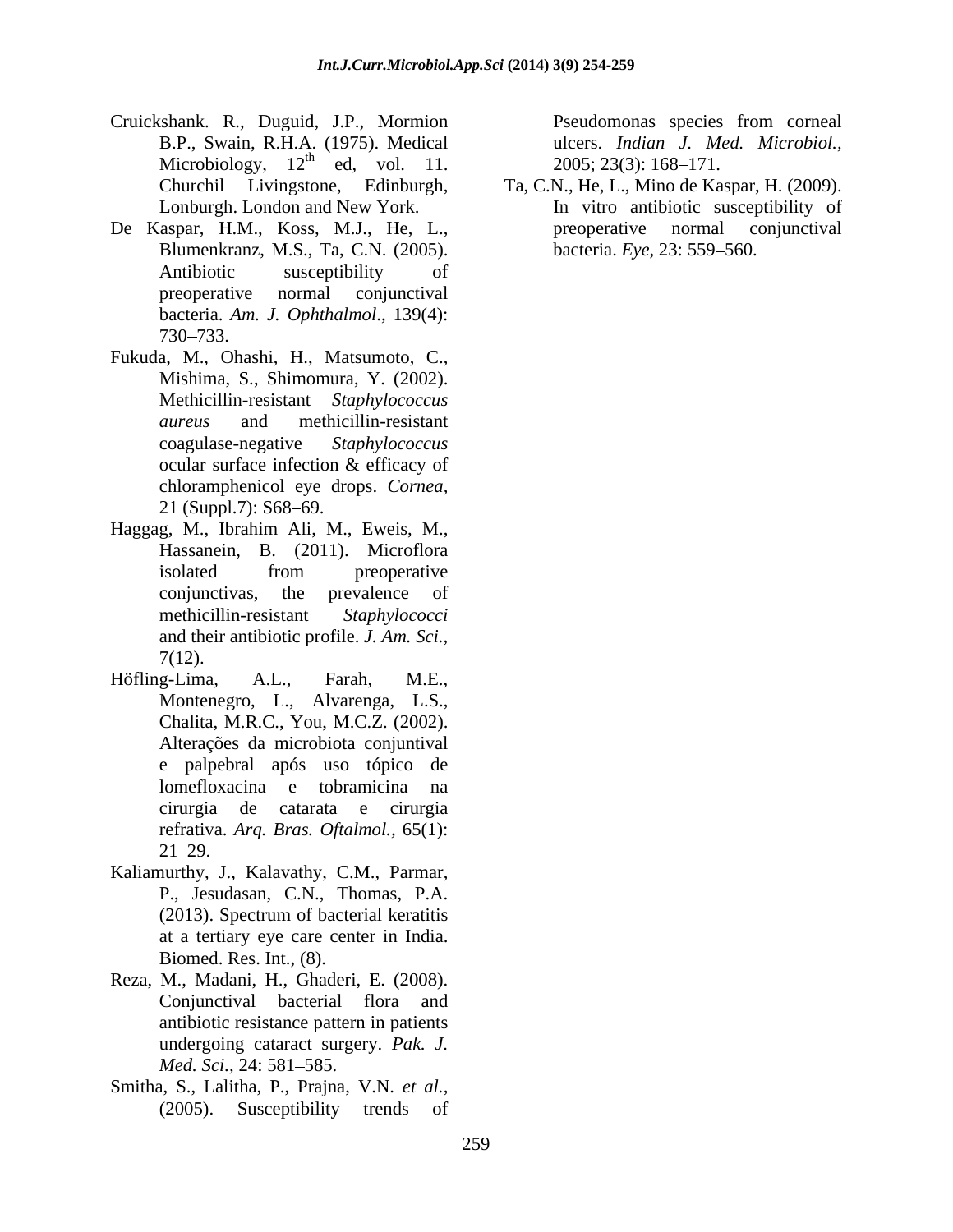Cruickshank. R., Duguid, J.P., Mormion B.P., Swain, R.H.A. (1975). Medical Microbiology, 12th ed, vol. 11. Churchil Livingstone, Edinburgh, Lonburgh. London and New York.

De Kaspar, H.M., Koss, M.J., He, L., Blumenkranz, M.S., Ta, C.N. (2005). Antibiotic susceptibility of preoperative normal conjunctival bacteria. *Am. J. Ophthalmol*., 139(4): 730–733.

Fukuda, M., Ohashi, H., Matsumoto, C., Mishima, S., Shimomura, Y. (2002). Methicillin-resistant *Staphylococcus aureus* and methicillin-resistant coagulase-negative *Staphylococcus* ocular surface infection & efficacy of chloramphenicol eye drops. *Cornea,* 21 (Suppl.7): S68–69.

Haggag, M., Ibrahim Ali, M., Eweis, M., Hassanein, B. (2011). Microflora isolated from preoperative conjunctivas, the prevalence of methicillin-resistant *Staphylococci* and their antibiotic profile. *J. Am. Sci.*, 7(12).

Höfling-Lima, A.L., Farah, M.E., Montenegro, L., Alvarenga, L.S., Chalita, M.R.C., You, M.C.Z. (2002). Alterações da microbiota conjuntival e palpebral após uso tópico de lomefloxacina e tobramicina na cirurgia de catarata e cirurgia refrativa. *Arq. Bras. Oftalmol.,* 65(1): 21–29.

Kaliamurthy, J., Kalavathy, C.M., Parmar, P., Jesudasan, C.N., Thomas, P.A. (2013). Spectrum of bacterial keratitis at a tertiary eye care center in India. Biomed. Res. Int., (8).

Reza, M., Madani, H., Ghaderi, E. (2008). Conjunctival bacterial flora and antibiotic resistance pattern in patients undergoing cataract surgery. *Pak. J. Med. Sci.*, 24: 581–585.

Smitha, S., Lalitha, P., Prajna, V.N. *et al.*, (2005). Susceptibility trends of Pseudomonas species from corneal ulcers. *Indian J. Med. Microbiol.*, 2005; 23(3): 168–171.

Ta, C.N., He, L., Mino de Kaspar, H. (2009). In vitro antibiotic susceptibility of preoperative normal conjunctival bacteria. *Eye,* 23: 559–560.